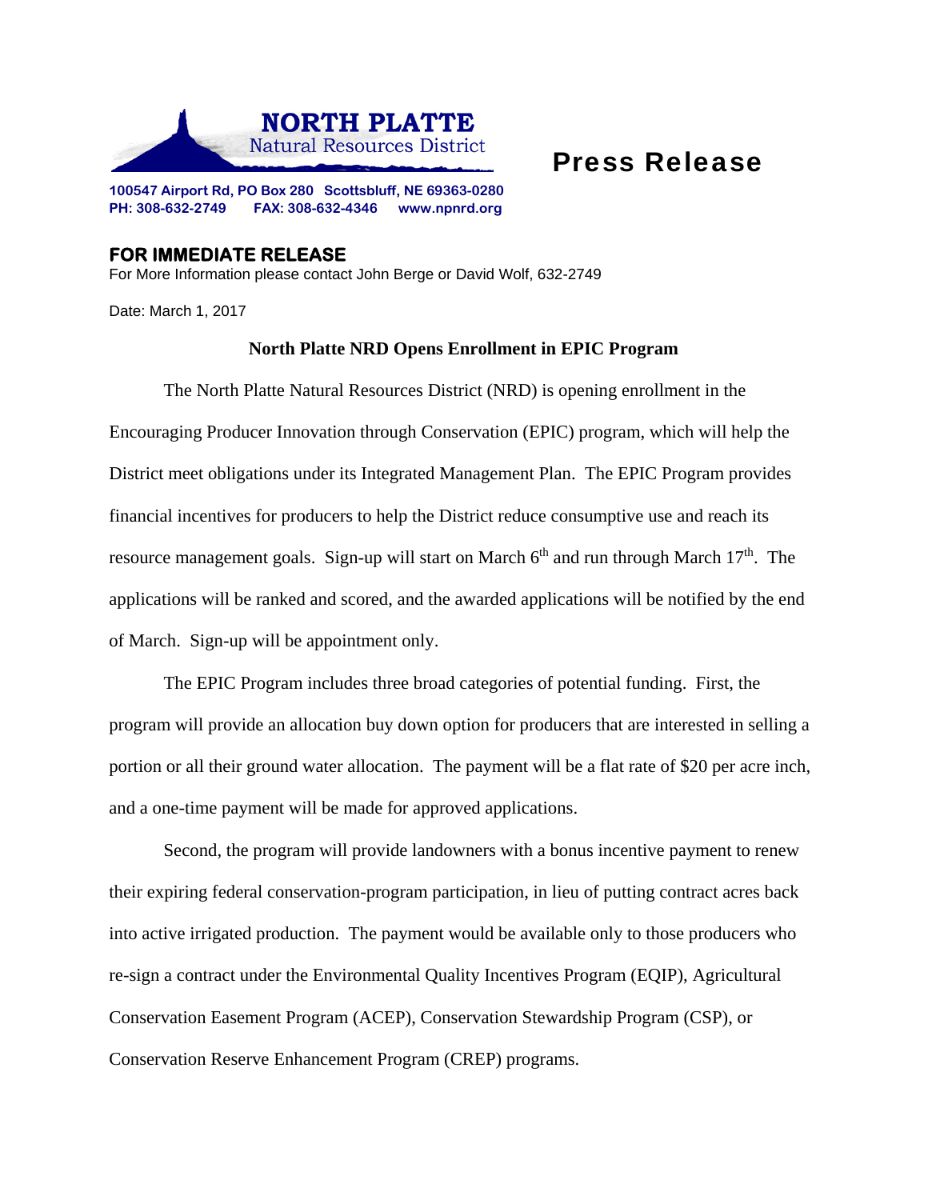**NORTH PLATTE**
Natural Resources District

# Press Release

**100547 Airport Rd, PO Box 280 Scottsbluff, NE 69363-0280**
**PH: 308-632-2749 FAX: 308-632-4346 www.npnrd.org**

**FOR IMMEDIATE RELEASE**
For More Information please contact John Berge or David Wolf, 632-2749

Date: March 1, 2017

## North Platte NRD Opens Enrollment in EPIC Program

The North Platte Natural Resources District (NRD) is opening enrollment in the Encouraging Producer Innovation through Conservation (EPIC) program, which will help the District meet obligations under its Integrated Management Plan. The EPIC Program provides financial incentives for producers to help the District reduce consumptive use and reach its resource management goals. Sign-up will start on March 6th and run through March 17th. The applications will be ranked and scored, and the awarded applications will be notified by the end of March. Sign-up will be appointment only.

The EPIC Program includes three broad categories of potential funding. First, the program will provide an allocation buy down option for producers that are interested in selling a portion or all their ground water allocation. The payment will be a flat rate of $20 per acre inch, and a one-time payment will be made for approved applications.

Second, the program will provide landowners with a bonus incentive payment to renew their expiring federal conservation-program participation, in lieu of putting contract acres back into active irrigated production. The payment would be available only to those producers who re-sign a contract under the Environmental Quality Incentives Program (EQIP), Agricultural Conservation Easement Program (ACEP), Conservation Stewardship Program (CSP), or Conservation Reserve Enhancement Program (CREP) programs.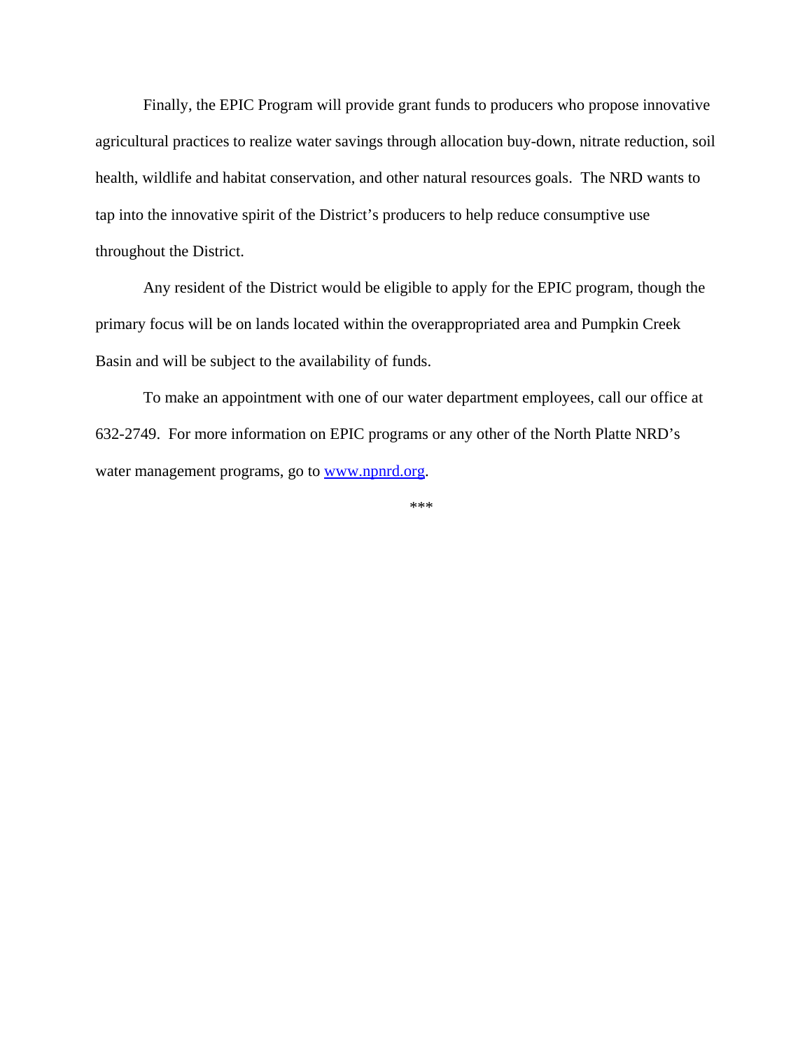Finally, the EPIC Program will provide grant funds to producers who propose innovative agricultural practices to realize water savings through allocation buy-down, nitrate reduction, soil health, wildlife and habitat conservation, and other natural resources goals.  The NRD wants to tap into the innovative spirit of the District's producers to help reduce consumptive use throughout the District.

Any resident of the District would be eligible to apply for the EPIC program, though the primary focus will be on lands located within the overappropriated area and Pumpkin Creek Basin and will be subject to the availability of funds.

To make an appointment with one of our water department employees, call our office at 632-2749.  For more information on EPIC programs or any other of the North Platte NRD's water management programs, go to [www.npnrd.org](http://www.npnrd.org).

***